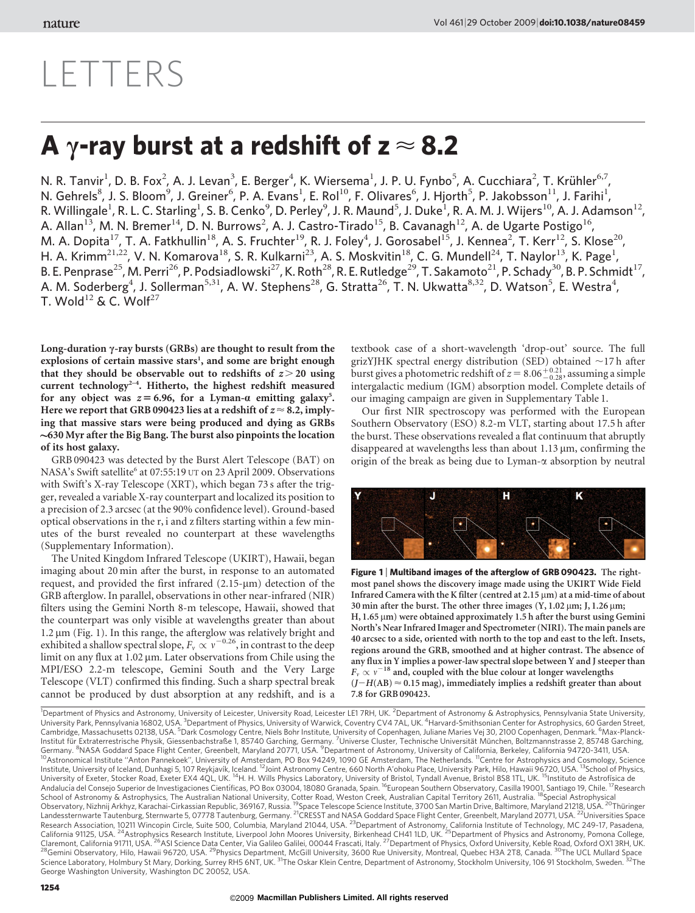# LETTERS

# A γ-ray burst at a redshift of $z \approx 8.2$

N. R. Tanvir[1], D. B. Fox[2], A. J. Levan[3], E. Berger[4], K. Wiersema[1], J. P. U. Fynbo[5], A. Cucchiara[2], T. Krühler[6,7], N. Gehrels[8], J. S. Bloom[9], J. Greiner[6], P. A. Evans[1], E. Rol[10], F. Olivares[6], J. Hjorth[5], P. Jakobsson[11], J. Farihi[1], R. Willingale[1], R. L. C. Starling[1], S. B. Cenko[9], D. Perley[9], J. R. Maund[5], J. Duke[1], R. A. M. J. Wijers[10], A. J. Adamson[12], A. Allan[13], M. N. Bremer[14], D. N. Burrows[2], A. J. Castro-Tirado[15], B. Cavanagh[12], A. de Ugarte Postigo[16], M. A. Dopita[17], T. A. Fatkhullin[18], A. S. Fruchter[19], R. J. Foley[4], J. Gorosabel[15], J. Kennea[2], T. Kerr[12], S. Klose[20], H. A. Krimm[21,22], V. N. Komarova[18], S. R. Kulkarni[23], A. S. Moskvitin[18], C. G. Mundell[24], T. Naylor[13], K. Page[1], B. E. Penprase[25], M. Perri[26], P. Podsiadlowski[27], K. Roth[28], R. E. Rutledge[29], T. Sakamoto[21], P. Schady[30], B. P. Schmidt[17], A. M. Soderberg[4], J. Sollerman[5,31], A. W. Stephens[28], G. Stratta[26], T. N. Ukwatta[8,32], D. Watson[5], E. Westra[4], T. Wold[12] & C. Wolf[27]

**Long-duration γ-ray bursts (GRBs) are thought to result from the explosions of certain massive stars[1], and some are bright enough that they should be observable out to redshifts of $z > 20$ using current technology[2–4]. Hitherto, the highest redshift measured for any object was $z = 6.96$, for a Lyman-α emitting galaxy[5]. Here we report that GRB 090423 lies at a redshift of $z \approx 8.2$, implying that massive stars were being produced and dying as GRBs ~630 Myr after the Big Bang. The burst also pinpoints the location of its host galaxy.**

GRB 090423 was detected by the Burst Alert Telescope (BAT) on NASA's Swift satellite[6] at 07:55:19 UT on 23 April 2009. Observations with Swift's X-ray Telescope (XRT), which began 73 s after the trigger, revealed a variable X-ray counterpart and localized its position to a precision of 2.3 arcsec (at the 90% confidence level). Ground-based optical observations in the r, i and z filters starting within a few minutes of the burst revealed no counterpart at these wavelengths (Supplementary Information).

The United Kingdom Infrared Telescope (UKIRT), Hawaii, began imaging about 20 min after the burst, in response to an automated request, and provided the first infrared (2.15-μm) detection of the GRB afterglow. In parallel, observations in other near-infrared (NIR) filters using the Gemini North 8-m telescope, Hawaii, showed that the counterpart was only visible at wavelengths greater than about 1.2 μm (Fig. 1). In this range, the afterglow was relatively bright and exhibited a shallow spectral slope, $F_\nu \propto \nu^{-0.26}$, in contrast to the deep limit on any flux at 1.02 μm. Later observations from Chile using the MPI/ESO 2.2-m telescope, Gemini South and the Very Large Telescope (VLT) confirmed this finding. Such a sharp spectral break cannot be produced by dust absorption at any redshift, and is a textbook case of a short-wavelength 'drop-out' source. The full grizYJHK spectral energy distribution (SED) obtained ~17 h after burst gives a photometric redshift of $z = 8.06^{+0.21}_{-0.28}$, assuming a simple intergalactic medium (IGM) absorption model. Complete details of our imaging campaign are given in Supplementary Table 1.

Our first NIR spectroscopy was performed with the European Southern Observatory (ESO) 8.2-m VLT, starting about 17.5 h after the burst. These observations revealed a flat continuum that abruptly disappeared at wavelengths less than about 1.13 μm, confirming the origin of the break as being due to Lyman-α absorption by neutral

**Figure 1 | Multiband images of the afterglow of GRB 090423.** The right-most panel shows the discovery image made using the UKIRT Wide Field Infrared Camera with the K filter (centred at 2.15 μm) at a mid-time of about 30 min after the burst. The other three images (Y, 1.02 μm; J, 1.26 μm; H, 1.65 μm) were obtained approximately 1.5 h after the burst using Gemini North's Near Infrared Imager and Spectrometer (NIRI). The main panels are 40 arcsec to a side, oriented with north to the top and east to the left. Insets, regions around the GRB, smoothed and at higher contrast. The absence of any flux in Y implies a power-law spectral slope between Y and J steeper than $F_\nu \propto \nu^{-18}$ and, coupled with the blue colour at longer wavelengths ($J-H$(AB) ≈ 0.15 mag), immediately implies a redshift greater than about 7.8 for GRB 090423.

[1]Department of Physics and Astronomy, University of Leicester, University Road, Leicester LE1 7RH, UK. [2]Department of Astronomy & Astrophysics, Pennsylvania State University, University Park, Pennsylvania 16802, USA. [3]Department of Physics, University of Warwick, Coventry CV4 7AL, UK. [4]Harvard-Smithsonian Center for Astrophysics, 60 Garden Street, Cambridge, Massachusetts 02138, USA. [5]Dark Cosmology Centre, Niels Bohr Institute, University of Copenhagen, Juliane Maries Vej 30, 2100 Copenhagen, Denmark. [6]Max-Planck-Institut für Extraterrestrische Physik, Giessenbachstraße 1, 85740 Garching, Germany. [7]Universe Cluster, Technische Universität München, Boltzmannstrasse 2, 85748 Garching, Germany. [8]NASA Goddard Space Flight Center, Greenbelt, Maryland 20771, USA. [9]Department of Astronomy, University of California, Berkeley, California 94720-3411, USA. [10]Astronomical Institute "Anton Pannekoek", University of Amsterdam, PO Box 94249, 1090 GE Amsterdam, The Netherlands. [11]Centre for Astrophysics and Cosmology, Science Institute, University of Iceland, Dunhagi 5, 107 Reykjavík, Iceland. [12]Joint Astronomy Centre, 660 North A'ohoku Place, University Park, Hilo, Hawaii 96720, USA. [13]School of Physics, University of Exeter, Stocker Road, Exeter EX4 4QL, UK. [14]H. H. Wills Physics Laboratory, University of Bristol, Tyndall Avenue, Bristol BS8 1TL, UK. [15]Instituto de Astrofísica de Andalucía del Consejo Superior de Investigaciones Científicas, PO Box 03004, 18080 Granada, Spain. [16]European Southern Observatory, Casilla 19001, Santiago 19, Chile. [17]Research School of Astronomy & Astrophysics, The Australian National University, Cotter Road, Weston Creek, Australian Capital Territory 2611, Australia. [18]Special Astrophysical Observatory, Nizhnij Arkhyz, Karachai-Cirkassian Republic, 369167, Russia. [19]Space Telescope Science Institute, 3700 San Martin Drive, Baltimore, Maryland 21218, USA. [20]Thüringer Landessternwarte Tautenburg, Sternwarte 5, 07778 Tautenburg, Germany. [21]CRESST and NASA Goddard Space Flight Center, Greenbelt, Maryland 20771, USA. [22]Universities Space Research Association, 10211 Wincopin Circle, Suite 500, Columbia, Maryland 21044, USA. [23]Department of Astronomy, California Institute of Technology, MC 249-17, Pasadena, California 91125, USA. [24]Astrophysics Research Institute, Liverpool John Moores University, Birkenhead CH41 1LD, UK. [25]Department of Physics and Astronomy, Pomona College, Claremont, California 91711, USA. [26]ASI Science Data Center, Via Galileo Galilei, 00044 Frascati, Italy. [27]Department of Physics, Oxford University, Keble Road, Oxford OX1 3RH, UK. [28]Gemini Observatory, Hilo, Hawaii 96720, USA. [29]Physics Department, McGill University, 3600 Rue University, Montreal, Quebec H3A 2T8, Canada. [30]The UCL Mullard Space Science Laboratory, Holmbury St Mary, Dorking, Surrey RH5 6NT, UK. [31]The Oskar Klein Centre, Department of Astronomy, Stockholm University, 106 91 Stockholm, Sweden. [32]The George Washington University, Washington DC 20052, USA.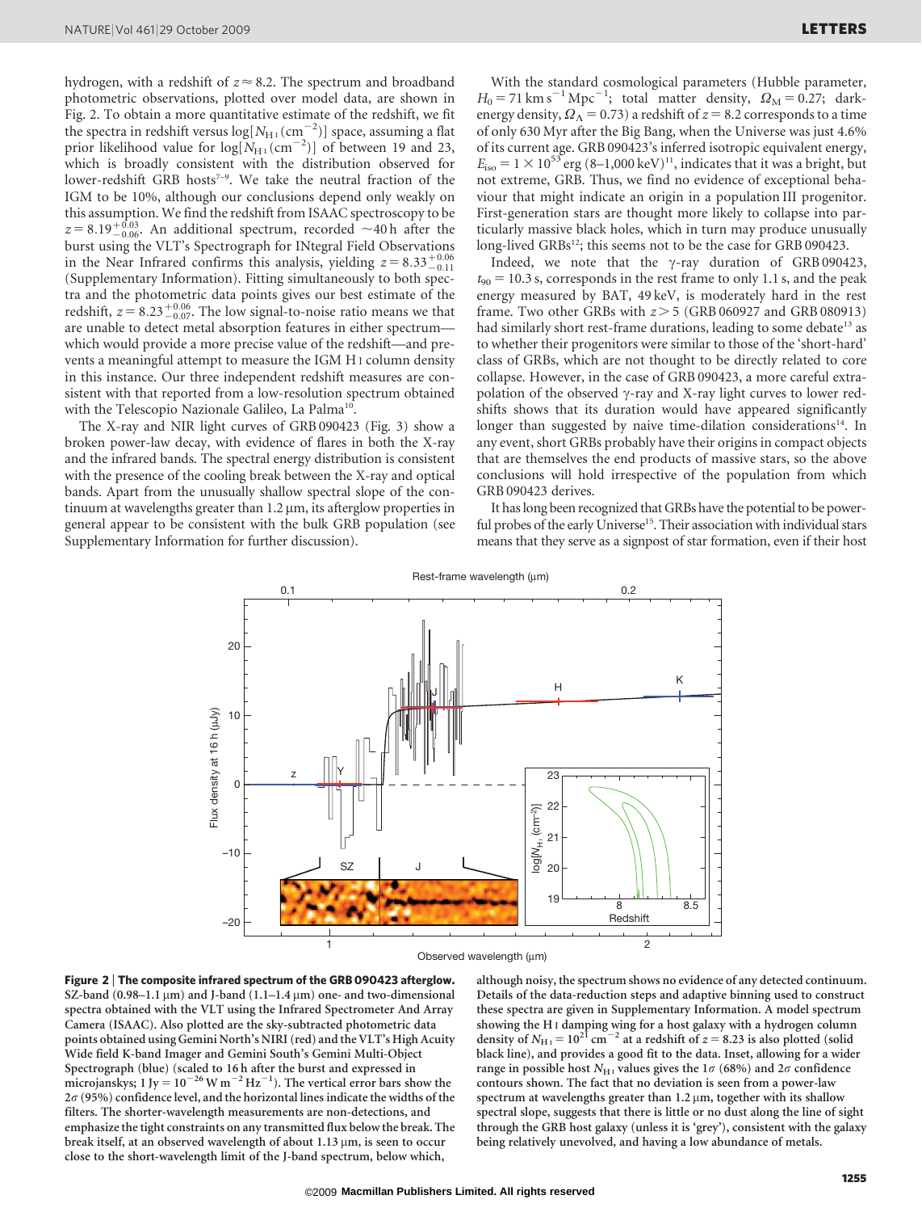hydrogen, with a redshift of $z \approx 8.2$. The spectrum and broadband photometric observations, plotted over model data, are shown in Fig. 2. To obtain a more quantitative estimate of the redshift, we fit the spectra in redshift versus $\log[N_{\rm HI}(\rm cm^{-2})]$ space, assuming a flat prior likelihood value for $\log[N_{\rm HI}(\rm cm^{-2})]$ of between 19 and 23, which is broadly consistent with the distribution observed for lower-redshift GRB hosts[7–9]. We take the neutral fraction of the IGM to be 10%, although our conclusions depend only weakly on this assumption. We find the redshift from ISAAC spectroscopy to be $z = 8.19^{+0.03}_{-0.06}$. An additional spectrum, recorded ~40 h after the burst using the VLT's Spectrograph for INtegral Field Observations in the Near Infrared confirms this analysis, yielding $z = 8.33^{+0.06}_{-0.11}$ (Supplementary Information). Fitting simultaneously to both spectra and the photometric data points gives our best estimate of the redshift, $z = 8.23^{+0.06}_{-0.07}$. The low signal-to-noise ratio means we that are unable to detect metal absorption features in either spectrum—which would provide a more precise value of the redshift—and prevents a meaningful attempt to measure the IGM H I column density in this instance. Our three independent redshift measures are consistent with that reported from a low-resolution spectrum obtained with the Telescopio Nazionale Galileo, La Palma[10].

The X-ray and NIR light curves of GRB 090423 (Fig. 3) show a broken power-law decay, with evidence of flares in both the X-ray and the infrared bands. The spectral energy distribution is consistent with the presence of the cooling break between the X-ray and optical bands. Apart from the unusually shallow spectral slope of the continuum at wavelengths greater than 1.2 μm, its afterglow properties in general appear to be consistent with the bulk GRB population (see Supplementary Information for further discussion).

With the standard cosmological parameters (Hubble parameter, $H_0 = 71\ \rm km\ s^{-1}\ Mpc^{-1}$; total matter density, $\Omega_{\rm M} = 0.27$; dark-energy density, $\Omega_\Lambda = 0.73$) a redshift of $z = 8.2$ corresponds to a time of only 630 Myr after the Big Bang, when the Universe was just 4.6% of its current age. GRB 090423's inferred isotropic equivalent energy, $E_{\rm iso} = 1 \times 10^{53}$ erg (8–1,000 keV)[11], indicates that it was a bright, but not extreme, GRB. Thus, we find no evidence of exceptional behaviour that might indicate an origin in a population III progenitor. First-generation stars are thought more likely to collapse into particularly massive black holes, which in turn may produce unusually long-lived GRBs[12]; this seems not to be the case for GRB 090423.

Indeed, we note that the γ-ray duration of GRB 090423, $t_{90} = 10.3$ s, corresponds in the rest frame to only 1.1 s, and the peak energy measured by BAT, 49 keV, is moderately hard in the rest frame. Two other GRBs with $z > 5$ (GRB 060927 and GRB 080913) had similarly short rest-frame durations, leading to some debate[13] as to whether their progenitors were similar to those of the 'short-hard' class of GRBs, which are not thought to be directly related to core collapse. However, in the case of GRB 090423, a more careful extrapolation of the observed γ-ray and X-ray light curves to lower redshifts shows that its duration would have appeared significantly longer than suggested by naive time-dilation considerations[14]. In any event, short GRBs probably have their origins in compact objects that are themselves the end products of massive stars, so the above conclusions will hold irrespective of the population from which GRB 090423 derives.

It has long been recognized that GRBs have the potential to be powerful probes of the early Universe[15]. Their association with individual stars means that they serve as a signpost of star formation, even if their host

**Figure 2 | The composite infrared spectrum of the GRB 090423 afterglow.** SZ-band (0.98–1.1 μm) and J-band (1.1–1.4 μm) one- and two-dimensional spectra obtained with the VLT using the Infrared Spectrometer And Array Camera (ISAAC). Also plotted are the sky-subtracted photometric data points obtained using Gemini North's NIRI (red) and the VLT's High Acuity Wide field K-band Imager and Gemini South's Gemini Multi-Object Spectrograph (blue) (scaled to 16 h after the burst and expressed in microjanskys; $1\ \rm Jy = 10^{-26}\ W\ m^{-2}\ Hz^{-1}$). The vertical error bars show the 2σ (95%) confidence level, and the horizontal lines indicate the widths of the filters. The shorter-wavelength measurements are non-detections, and emphasize the tight constraints on any transmitted flux below the break. The break itself, at an observed wavelength of about 1.13 μm, is seen to occur close to the short-wavelength limit of the J-band spectrum, below which, although noisy, the spectrum shows no evidence of any detected continuum. Details of the data-reduction steps and adaptive binning used to construct these spectra are given in Supplementary Information. A model spectrum showing the H I damping wing for a host galaxy with a hydrogen column density of $N_{\rm HI} = 10^{21}\ \rm cm^{-2}$ at a redshift of $z = 8.23$ is also plotted (solid black line), and provides a good fit to the data. Inset, allowing for a wider range in possible host $N_{\rm HI}$ values gives the 1σ (68%) and 2σ confidence contours shown. The fact that no deviation is seen from a power-law spectrum at wavelengths greater than 1.2 μm, together with its shallow spectral slope, suggests that there is little or no dust along the line of sight through the GRB host galaxy (unless it is 'grey'), consistent with the galaxy being relatively unevolved, and having a low abundance of metals.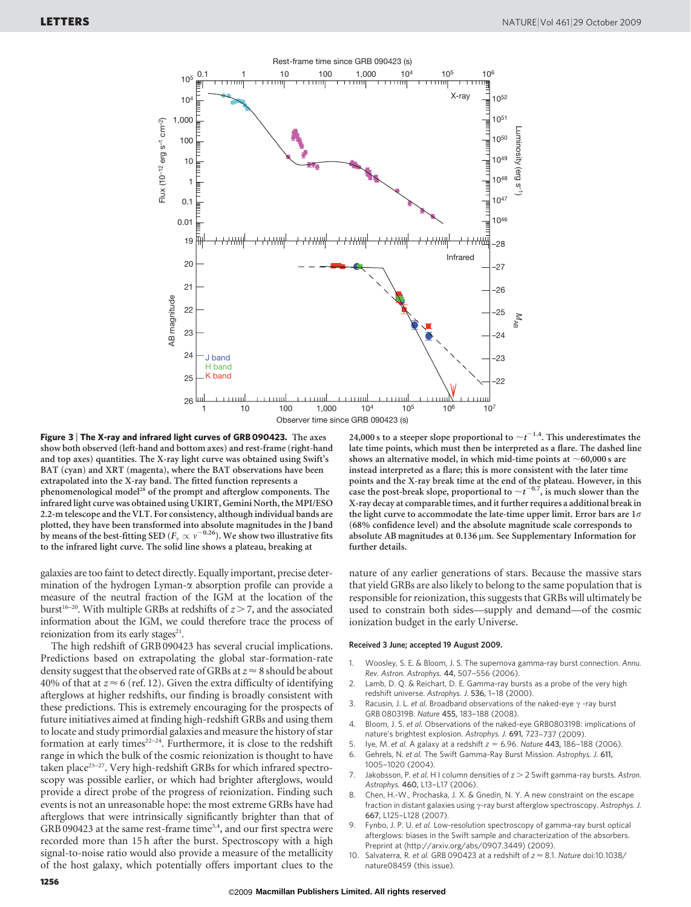**Figure 3 | The X-ray and infrared light curves of GRB 090423.** The axes show both observed (left-hand and bottom axes) and rest-frame (right-hand and top axes) quantities. The X-ray light curve was obtained using Swift's BAT (cyan) and XRT (magenta), where the BAT observations have been extrapolated into the X-ray band. The fitted function represents a phenomenological model[28] of the prompt and afterglow components. The infrared light curve was obtained using UKIRT, Gemini North, the MPI/ESO 2.2-m telescope and the VLT. For consistency, although individual bands are plotted, they have been transformed into absolute magnitudes in the J band by means of the best-fitting SED ($F_\nu \propto \nu^{-0.26}$). We show two illustrative fits to the infrared light curve. The solid line shows a plateau, breaking at 24,000 s to a steeper slope proportional to $\sim t^{-1.4}$. This underestimates the late time points, which must then be interpreted as a flare. The dashed line shows an alternative model, in which mid-time points at ~60,000 s are instead interpreted as a flare; this is more consistent with the later time points and the X-ray break time at the end of the plateau. However, in this case the post-break slope, proportional to $\sim t^{-0.7}$, is much slower than the X-ray decay at comparable times, and it further requires a additional break in the light curve to accommodate the late-time upper limit. Error bars are $1\sigma$ (68% confidence level) and the absolute magnitude scale corresponds to absolute AB magnitudes at 0.136 μm. See Supplementary Information for further details.

galaxies are too faint to detect directly. Equally important, precise determination of the hydrogen Lyman-α absorption profile can provide a measure of the neutral fraction of the IGM at the location of the burst[16–20]. With multiple GRBs at redshifts of $z > 7$, and the associated information about the IGM, we could therefore trace the process of reionization from its early stages[21].

The high redshift of GRB 090423 has several crucial implications. Predictions based on extrapolating the global star-formation-rate density suggest that the observed rate of GRBs at $z \approx 8$ should be about 40% of that at $z \approx 6$ (ref. 12). Given the extra difficulty of identifying afterglows at higher redshifts, our finding is broadly consistent with these predictions. This is extremely encouraging for the prospects of future initiatives aimed at finding high-redshift GRBs and using them to locate and study primordial galaxies and measure the history of star formation at early times[22–24]. Furthermore, it is close to the redshift range in which the bulk of the cosmic reionization is thought to have taken place[25–27]. Very high-redshift GRBs for which infrared spectroscopy was possible earlier, or which had brighter afterglows, would provide a direct probe of the progress of reionization. Finding such events is not an unreasonable hope: the most extreme GRBs have had afterglows that were intrinsically significantly brighter than that of GRB 090423 at the same rest-frame time[3,4], and our first spectra were recorded more than 15 h after the burst. Spectroscopy with a high signal-to-noise ratio would also provide a measure of the metallicity of the host galaxy, which potentially offers important clues to the nature of any earlier generations of stars. Because the massive stars that yield GRBs are also likely to belong to the same population that is responsible for reionization, this suggests that GRBs will ultimately be used to constrain both sides—supply and demand—of the cosmic ionization budget in the early Universe.

**Received 3 June; accepted 19 August 2009.**

1. Woosley, S. E. & Bloom, J. S. The supernova gamma-ray burst connection. *Annu. Rev. Astron. Astrophys.* **44**, 507–556 (2006).
2. Lamb, D. Q. & Reichart, D. E. Gamma-ray bursts as a probe of the very high redshift universe. *Astrophys. J.* **536**, 1–18 (2000).
3. Racusin, J. L. *et al.* Broadband observations of the naked-eye γ-ray burst GRB 080319B. *Nature* **455**, 183–188 (2008).
4. Bloom, J. S. *et al.* Observations of the naked-eye GRB080319B: implications of nature's brightest explosion. *Astrophys. J.* **691**, 723–737 (2009).
5. Iye, M. *et al.* A galaxy at a redshift $z = 6.96$. *Nature* **443**, 186–188 (2006).
6. Gehrels, N. *et al.* The Swift Gamma-Ray Burst Mission. *Astrophys. J.* **611**, 1005–1020 (2004).
7. Jakobsson, P. *et al.* H I column densities of $z > 2$ Swift gamma-ray bursts. *Astron. Astrophys.* **460**, L13–L17 (2006).
8. Chen, H.-W., Prochaska, J. X. & Gnedin, N. Y. A new constraint on the escape fraction in distant galaxies using γ-ray burst afterglow spectroscopy. *Astrophys. J.* **667**, L125–L128 (2007).
9. Fynbo, J. P. U. *et al.* Low-resolution spectroscopy of gamma-ray burst optical afterglows: biases in the Swift sample and characterization of the absorbers. Preprint at ⟨http://arxiv.org/abs/0907.3449⟩ (2009).
10. Salvaterra, R. *et al.* GRB 090423 at a redshift of $z \approx 8.1$. *Nature* doi:10.1038/nature08459 (this issue).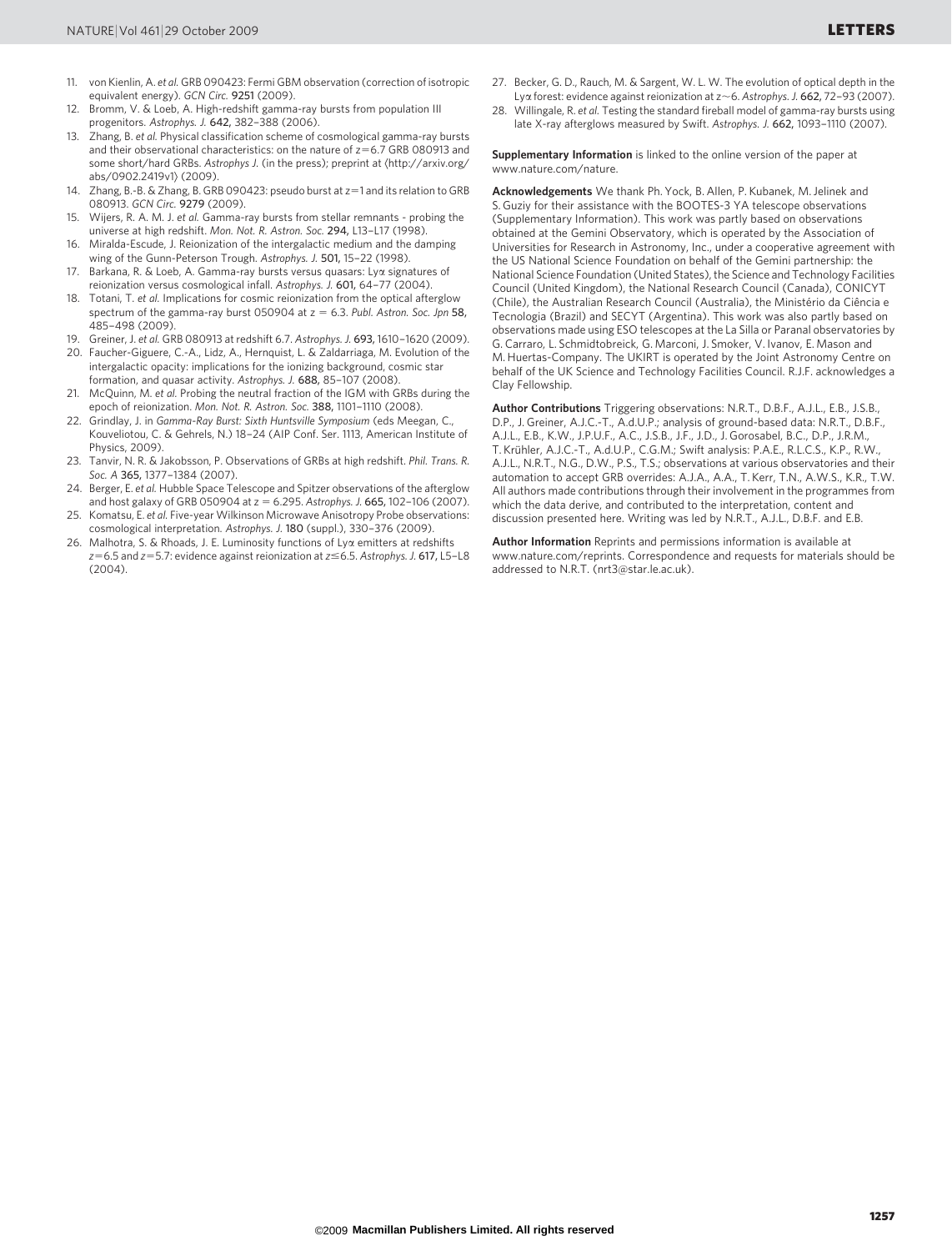11. von Kienlin, A. *et al.* GRB 090423: Fermi GBM observation (correction of isotropic equivalent energy). *GCN Circ.* **9251** (2009).
12. Bromm, V. & Loeb, A. High-redshift gamma-ray bursts from population III progenitors. *Astrophys. J.* **642,** 382–388 (2006).
13. Zhang, B. *et al.* Physical classification scheme of cosmological gamma-ray bursts and their observational characteristics: on the nature of $z=6.7$ GRB 080913 and some short/hard GRBs. *Astrophys J.* (in the press); preprint at ⟨http://arxiv.org/abs/0902.2419v1⟩ (2009).
14. Zhang, B.-B. & Zhang, B. GRB 090423: pseudo burst at $z=1$ and its relation to GRB 080913. *GCN Circ.* **9279** (2009).
15. Wijers, R. A. M. J. *et al.* Gamma-ray bursts from stellar remnants - probing the universe at high redshift. *Mon. Not. R. Astron. Soc.* **294,** L13–L17 (1998).
16. Miralda-Escude, J. Reionization of the intergalactic medium and the damping wing of the Gunn-Peterson Trough. *Astrophys. J.* **501,** 15–22 (1998).
17. Barkana, R. & Loeb, A. Gamma-ray bursts versus quasars: Lyα signatures of reionization versus cosmological infall. *Astrophys. J.* **601,** 64–77 (2004).
18. Totani, T. *et al.* Implications for cosmic reionization from the optical afterglow spectrum of the gamma-ray burst 050904 at $z = 6.3$. *Publ. Astron. Soc. Jpn* **58,** 485–498 (2009).
19. Greiner, J. *et al.* GRB 080913 at redshift 6.7. *Astrophys. J.* **693,** 1610–1620 (2009).
20. Faucher-Giguere, C.-A., Lidz, A., Hernquist, L. & Zaldarriaga, M. Evolution of the intergalactic opacity: implications for the ionizing background, cosmic star formation, and quasar activity. *Astrophys. J.* **688,** 85–107 (2008).
21. McQuinn, M. *et al.* Probing the neutral fraction of the IGM with GRBs during the epoch of reionization. *Mon. Not. R. Astron. Soc.* **388,** 1101–1110 (2008).
22. Grindlay, J. in *Gamma-Ray Burst: Sixth Huntsville Symposium* (eds Meegan, C., Kouveliotou, C. & Gehrels, N.) 18–24 (AIP Conf. Ser. 1113, American Institute of Physics, 2009).
23. Tanvir, N. R. & Jakobsson, P. Observations of GRBs at high redshift. *Phil. Trans. R. Soc. A* **365,** 1377–1384 (2007).
24. Berger, E. *et al.* Hubble Space Telescope and Spitzer observations of the afterglow and host galaxy of GRB 050904 at $z = 6.295$. *Astrophys. J.* **665,** 102–106 (2007).
25. Komatsu, E. *et al.* Five-year Wilkinson Microwave Anisotropy Probe observations: cosmological interpretation. *Astrophys. J.* **180** (suppl.), 330–376 (2009).
26. Malhotra, S. & Rhoads, J. E. Luminosity functions of Lyα emitters at redshifts $z=6.5$ and $z=5.7$: evidence against reionization at $z\lesssim6.5$. *Astrophys. J.* **617,** L5–L8 (2004).
27. Becker, G. D., Rauch, M. & Sargent, W. L. W. The evolution of optical depth in the Lyα forest: evidence against reionization at $z\sim6$. *Astrophys. J.* **662,** 72–93 (2007).
28. Willingale, R. *et al.* Testing the standard fireball model of gamma-ray bursts using late X-ray afterglows measured by Swift. *Astrophys. J.* **662,** 1093–1110 (2007).

**Supplementary Information** is linked to the online version of the paper at www.nature.com/nature.

**Acknowledgements** We thank Ph. Yock, B. Allen, P. Kubanek, M. Jelinek and S. Guziy for their assistance with the BOOTES-3 YA telescope observations (Supplementary Information). This work was partly based on observations obtained at the Gemini Observatory, which is operated by the Association of Universities for Research in Astronomy, Inc., under a cooperative agreement with the US National Science Foundation on behalf of the Gemini partnership: the National Science Foundation (United States), the Science and Technology Facilities Council (United Kingdom), the National Research Council (Canada), CONICYT (Chile), the Australian Research Council (Australia), the Ministério da Ciência e Tecnologia (Brazil) and SECYT (Argentina). This work was also partly based on observations made using ESO telescopes at the La Silla or Paranal observatories by G. Carraro, L. Schmidtobreick, G. Marconi, J. Smoker, V. Ivanov, E. Mason and M. Huertas-Company. The UKIRT is operated by the Joint Astronomy Centre on behalf of the UK Science and Technology Facilities Council. R.J.F. acknowledges a Clay Fellowship.

**Author Contributions** Triggering observations: N.R.T., D.B.F., A.J.L., E.B., J.S.B., D.P., J. Greiner, A.J.C.-T., A.d.U.P.; analysis of ground-based data: N.R.T., D.B.F., A.J.L., E.B., K.W., J.P.U.F., A.C., J.S.B., J.F., J.D., J. Gorosabel, B.C., D.P., J.R.M., T. Krühler, A.J.C.-T., A.d.U.P., C.G.M.; Swift analysis: P.A.E., R.L.C.S., K.P., R.W., A.J.L., N.R.T., N.G., D.W., P.S., T.S.; observations at various observatories and their automation to accept GRB overrides: A.J.A., A.A., T. Kerr, T.N., A.W.S., K.R., T.W. All authors made contributions through their involvement in the programmes from which the data derive, and contributed to the interpretation, content and discussion presented here. Writing was led by N.R.T., A.J.L., D.B.F. and E.B.

**Author Information** Reprints and permissions information is available at www.nature.com/reprints. Correspondence and requests for materials should be addressed to N.R.T. (nrt3@star.le.ac.uk).